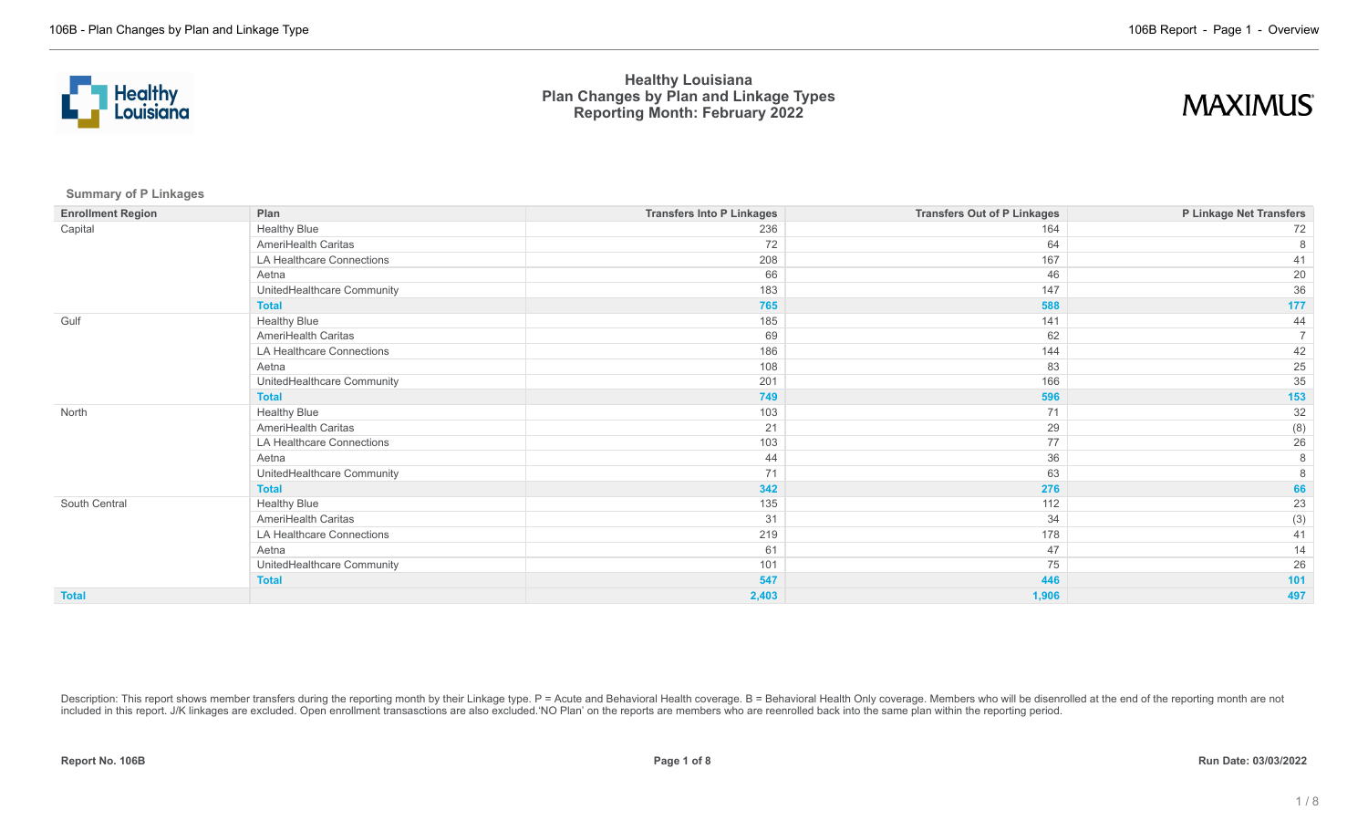# Healthy Louisiana
## Plan Changes by Plan and Linkage Types
## Reporting Month: February 2022

**Summary of P Linkages**

| Enrollment Region | Plan | Transfers Into P Linkages | Transfers Out of P Linkages | P Linkage Net Transfers |
|---|---|---|---|---|
| Capital | Healthy Blue | 236 | 164 | 72 |
| | AmeriHealth Caritas | 72 | 64 | 8 |
| | LA Healthcare Connections | 208 | 167 | 41 |
| | Aetna | 66 | 46 | 20 |
| | UnitedHealthcare Community | 183 | 147 | 36 |
| | **Total** | **765** | **588** | **177** |
| Gulf | Healthy Blue | 185 | 141 | 44 |
| | AmeriHealth Caritas | 69 | 62 | 7 |
| | LA Healthcare Connections | 186 | 144 | 42 |
| | Aetna | 108 | 83 | 25 |
| | UnitedHealthcare Community | 201 | 166 | 35 |
| | **Total** | **749** | **596** | **153** |
| North | Healthy Blue | 103 | 71 | 32 |
| | AmeriHealth Caritas | 21 | 29 | (8) |
| | LA Healthcare Connections | 103 | 77 | 26 |
| | Aetna | 44 | 36 | 8 |
| | UnitedHealthcare Community | 71 | 63 | 8 |
| | **Total** | **342** | **276** | **66** |
| South Central | Healthy Blue | 135 | 112 | 23 |
| | AmeriHealth Caritas | 31 | 34 | (3) |
| | LA Healthcare Connections | 219 | 178 | 41 |
| | Aetna | 61 | 47 | 14 |
| | UnitedHealthcare Community | 101 | 75 | 26 |
| | **Total** | **547** | **446** | **101** |
| **Total** | | **2,403** | **1,906** | **497** |

Description: This report shows member transfers during the reporting month by their Linkage type. P = Acute and Behavioral Health coverage. B = Behavioral Health Only coverage. Members who will be disenrolled at the end of the reporting month are not included in this report. J/K linkages are excluded. Open enrollment transasctions are also excluded.'NO Plan' on the reports are members who are reenrolled back into the same plan within the reporting period.

**Report No. 106B** **Run Date: 03/03/2022**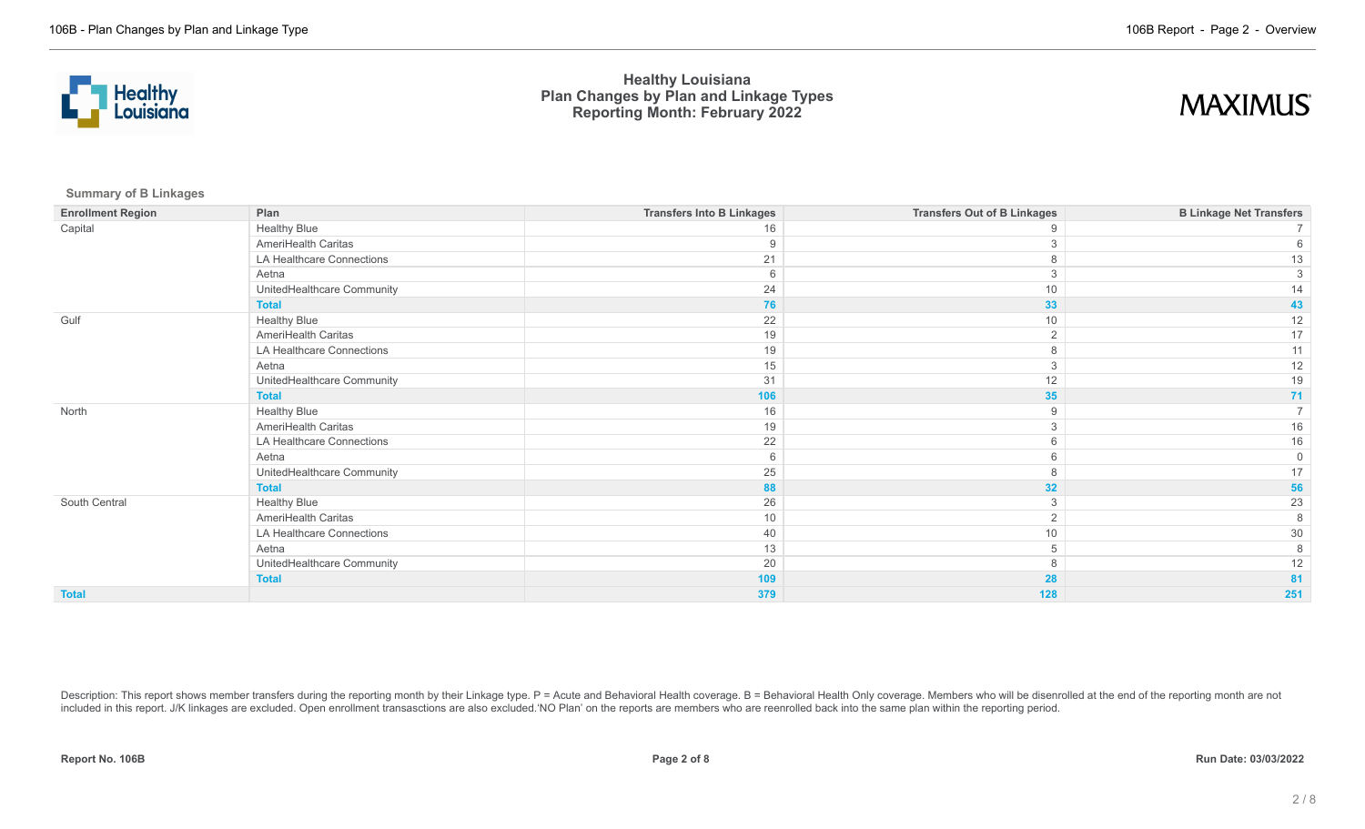# Healthy Louisiana
## Plan Changes by Plan and Linkage Types
### Reporting Month: February 2022

**Summary of B Linkages**

| Enrollment Region | Plan | Transfers Into B Linkages | Transfers Out of B Linkages | B Linkage Net Transfers |
|---|---|---|---|---|
| Capital | Healthy Blue | 16 | 9 | 7 |
| | AmeriHealth Caritas | 9 | 3 | 6 |
| | LA Healthcare Connections | 21 | 8 | 13 |
| | Aetna | 6 | 3 | 3 |
| | UnitedHealthcare Community | 24 | 10 | 14 |
| | **Total** | **76** | **33** | **43** |
| Gulf | Healthy Blue | 22 | 10 | 12 |
| | AmeriHealth Caritas | 19 | 2 | 17 |
| | LA Healthcare Connections | 19 | 8 | 11 |
| | Aetna | 15 | 3 | 12 |
| | UnitedHealthcare Community | 31 | 12 | 19 |
| | **Total** | **106** | **35** | **71** |
| North | Healthy Blue | 16 | 9 | 7 |
| | AmeriHealth Caritas | 19 | 3 | 16 |
| | LA Healthcare Connections | 22 | 6 | 16 |
| | Aetna | 6 | 6 | 0 |
| | UnitedHealthcare Community | 25 | 8 | 17 |
| | **Total** | **88** | **32** | **56** |
| South Central | Healthy Blue | 26 | 3 | 23 |
| | AmeriHealth Caritas | 10 | 2 | 8 |
| | LA Healthcare Connections | 40 | 10 | 30 |
| | Aetna | 13 | 5 | 8 |
| | UnitedHealthcare Community | 20 | 8 | 12 |
| | **Total** | **109** | **28** | **81** |
| **Total** | | **379** | **128** | **251** |

Description: This report shows member transfers during the reporting month by their Linkage type. P = Acute and Behavioral Health coverage. B = Behavioral Health Only coverage. Members who will be disenrolled at the end of the reporting month are not included in this report. J/K linkages are excluded. Open enrollment transasctions are also excluded.'NO Plan' on the reports are members who are reenrolled back into the same plan within the reporting period.

**Report No. 106B** | **Run Date: 03/03/2022**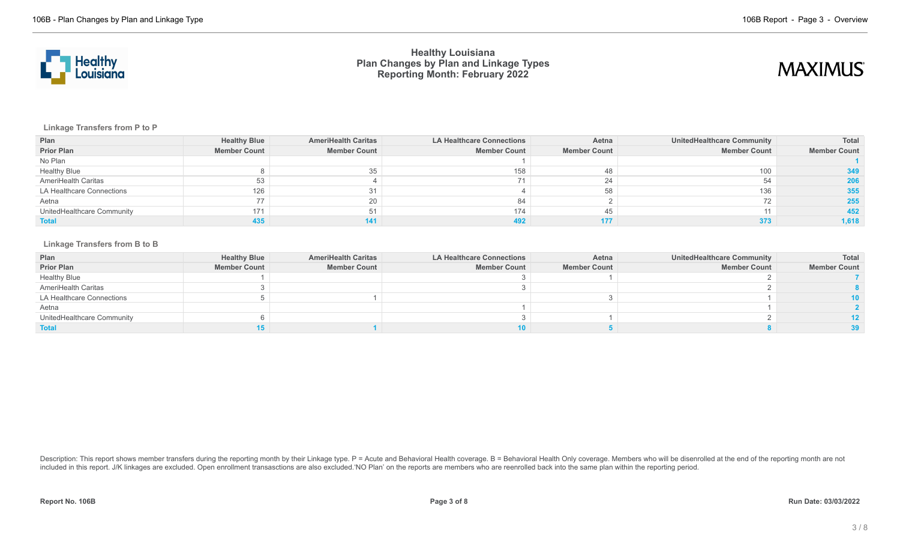# Healthy Louisiana
## Plan Changes by Plan and Linkage Types
### Reporting Month: February 2022

**Linkage Transfers from P to P**

| Plan | Healthy Blue | AmeriHealth Caritas | LA Healthcare Connections | Aetna | UnitedHealthcare Community | Total |
|---|---|---|---|---|---|---|
| **Prior Plan** | **Member Count** | **Member Count** | **Member Count** | **Member Count** | **Member Count** | **Member Count** |
| No Plan | | | 1 | | | **1** |
| Healthy Blue | 8 | 35 | 158 | 48 | 100 | **349** |
| AmeriHealth Caritas | 53 | 4 | 71 | 24 | 54 | **206** |
| LA Healthcare Connections | 126 | 31 | 4 | 58 | 136 | **355** |
| Aetna | 77 | 20 | 84 | 2 | 72 | **255** |
| UnitedHealthcare Community | 171 | 51 | 174 | 45 | 11 | **452** |
| **Total** | **435** | **141** | **492** | **177** | **373** | **1,618** |

**Linkage Transfers from B to B**

| Plan | Healthy Blue | AmeriHealth Caritas | LA Healthcare Connections | Aetna | UnitedHealthcare Community | Total |
|---|---|---|---|---|---|---|
| **Prior Plan** | **Member Count** | **Member Count** | **Member Count** | **Member Count** | **Member Count** | **Member Count** |
| Healthy Blue | 1 | | 3 | 1 | 2 | **7** |
| AmeriHealth Caritas | 3 | | 3 | | 2 | **8** |
| LA Healthcare Connections | 5 | 1 | | 3 | 1 | **10** |
| Aetna | | | 1 | | 1 | **2** |
| UnitedHealthcare Community | 6 | | 3 | 1 | 2 | **12** |
| **Total** | **15** | **1** | **10** | **5** | **8** | **39** |

Description: This report shows member transfers during the reporting month by their Linkage type. P = Acute and Behavioral Health coverage. B = Behavioral Health Only coverage. Members who will be disenrolled at the end of the reporting month are not included in this report. J/K linkages are excluded. Open enrollment transasctions are also excluded.'NO Plan' on the reports are members who are reenrolled back into the same plan within the reporting period.

**Report No. 106B** | **Page 3 of 8** | **Run Date: 03/03/2022**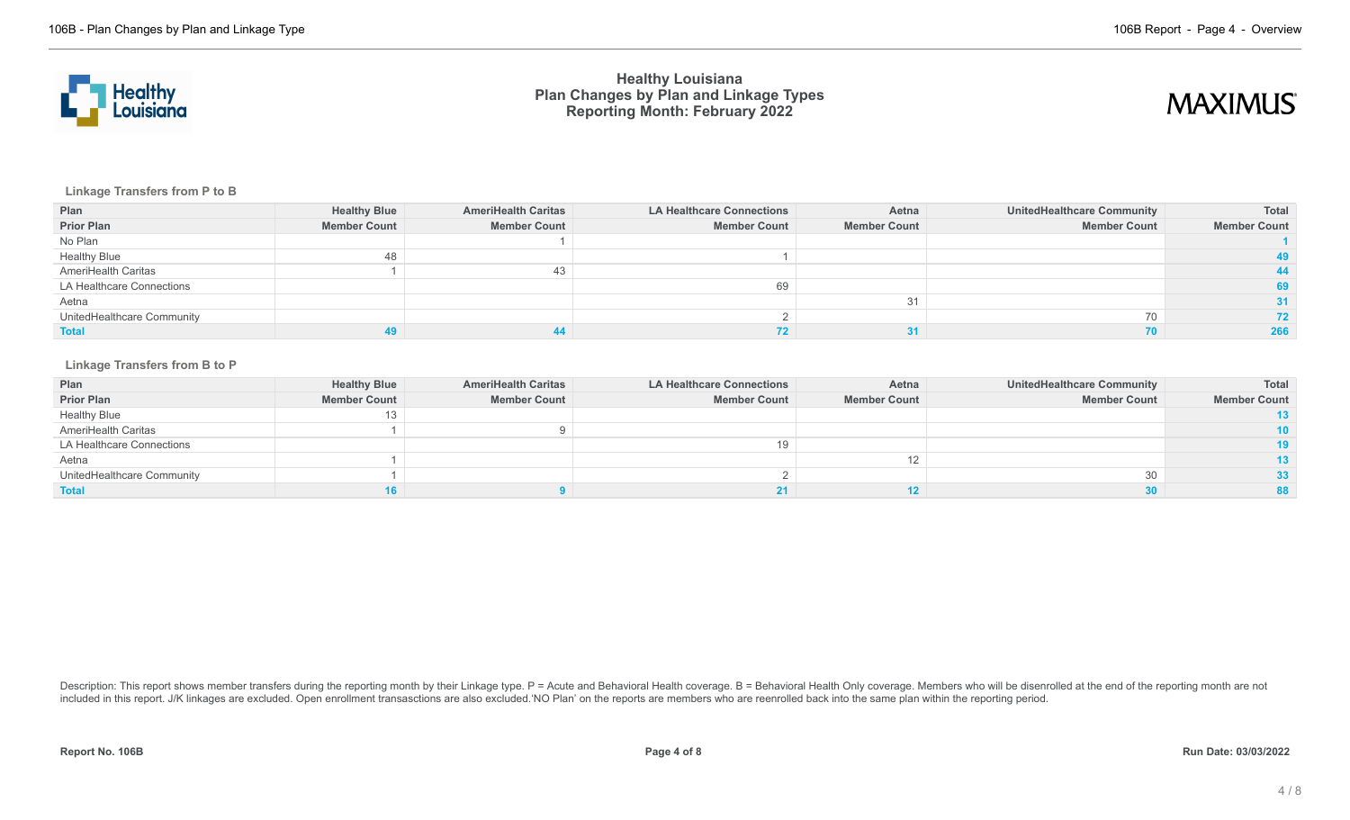# Healthy Louisiana
## Plan Changes by Plan and Linkage Types
### Reporting Month: February 2022

**Linkage Transfers from P to B**

| Plan | Healthy Blue | AmeriHealth Caritas | LA Healthcare Connections | Aetna | UnitedHealthcare Community | Total |
|---|---|---|---|---|---|---|
| **Prior Plan** | **Member Count** | **Member Count** | **Member Count** | **Member Count** | **Member Count** | **Member Count** |
| No Plan | | 1 | | | | 1 |
| Healthy Blue | 48 | | 1 | | | 49 |
| AmeriHealth Caritas | 1 | 43 | | | | 44 |
| LA Healthcare Connections | | | 69 | | | 69 |
| Aetna | | | | 31 | | 31 |
| UnitedHealthcare Community | | | 2 | | 70 | 72 |
| **Total** | 49 | 44 | 72 | 31 | 70 | 266 |

**Linkage Transfers from B to P**

| Plan | Healthy Blue | AmeriHealth Caritas | LA Healthcare Connections | Aetna | UnitedHealthcare Community | Total |
|---|---|---|---|---|---|---|
| **Prior Plan** | **Member Count** | **Member Count** | **Member Count** | **Member Count** | **Member Count** | **Member Count** |
| Healthy Blue | 13 | | | | | 13 |
| AmeriHealth Caritas | 1 | 9 | | | | 10 |
| LA Healthcare Connections | | | 19 | | | 19 |
| Aetna | 1 | | | 12 | | 13 |
| UnitedHealthcare Community | 1 | | 2 | | 30 | 33 |
| **Total** | 16 | 9 | 21 | 12 | 30 | 88 |

Description: This report shows member transfers during the reporting month by their Linkage type. P = Acute and Behavioral Health coverage. B = Behavioral Health Only coverage. Members who will be disenrolled at the end of the reporting month are not included in this report. J/K linkages are excluded. Open enrollment transasctions are also excluded.'NO Plan' on the reports are members who are reenrolled back into the same plan within the reporting period.

Report No. 106B

Run Date: 03/03/2022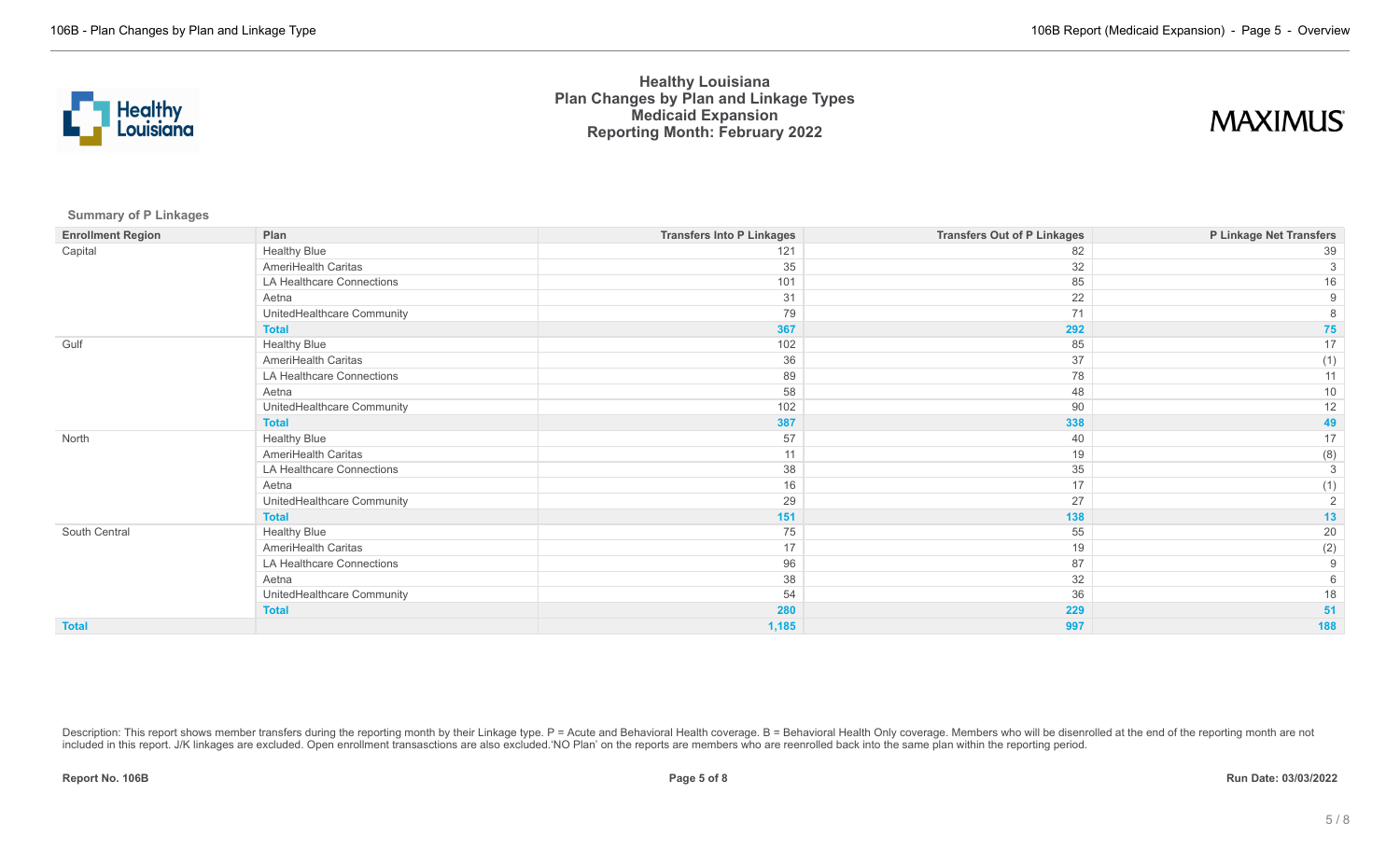# Healthy Louisiana
## Plan Changes by Plan and Linkage Types
## Medicaid Expansion
## Reporting Month: February 2022

**Summary of P Linkages**

| Enrollment Region | Plan | Transfers Into P Linkages | Transfers Out of P Linkages | P Linkage Net Transfers |
|---|---|---|---|---|
| Capital | Healthy Blue | 121 | 82 | 39 |
| | AmeriHealth Caritas | 35 | 32 | 3 |
| | LA Healthcare Connections | 101 | 85 | 16 |
| | Aetna | 31 | 22 | 9 |
| | UnitedHealthcare Community | 79 | 71 | 8 |
| | **Total** | **367** | **292** | **75** |
| Gulf | Healthy Blue | 102 | 85 | 17 |
| | AmeriHealth Caritas | 36 | 37 | (1) |
| | LA Healthcare Connections | 89 | 78 | 11 |
| | Aetna | 58 | 48 | 10 |
| | UnitedHealthcare Community | 102 | 90 | 12 |
| | **Total** | **387** | **338** | **49** |
| North | Healthy Blue | 57 | 40 | 17 |
| | AmeriHealth Caritas | 11 | 19 | (8) |
| | LA Healthcare Connections | 38 | 35 | 3 |
| | Aetna | 16 | 17 | (1) |
| | UnitedHealthcare Community | 29 | 27 | 2 |
| | **Total** | **151** | **138** | **13** |
| South Central | Healthy Blue | 75 | 55 | 20 |
| | AmeriHealth Caritas | 17 | 19 | (2) |
| | LA Healthcare Connections | 96 | 87 | 9 |
| | Aetna | 38 | 32 | 6 |
| | UnitedHealthcare Community | 54 | 36 | 18 |
| | **Total** | **280** | **229** | **51** |
| **Total** | | **1,185** | **997** | **188** |

Description: This report shows member transfers during the reporting month by their Linkage type. P = Acute and Behavioral Health coverage. B = Behavioral Health Only coverage. Members who will be disenrolled at the end of the reporting month are not included in this report. J/K linkages are excluded. Open enrollment transasctions are also excluded.'NO Plan' on the reports are members who are reenrolled back into the same plan within the reporting period.

**Report No. 106B** **Run Date: 03/03/2022**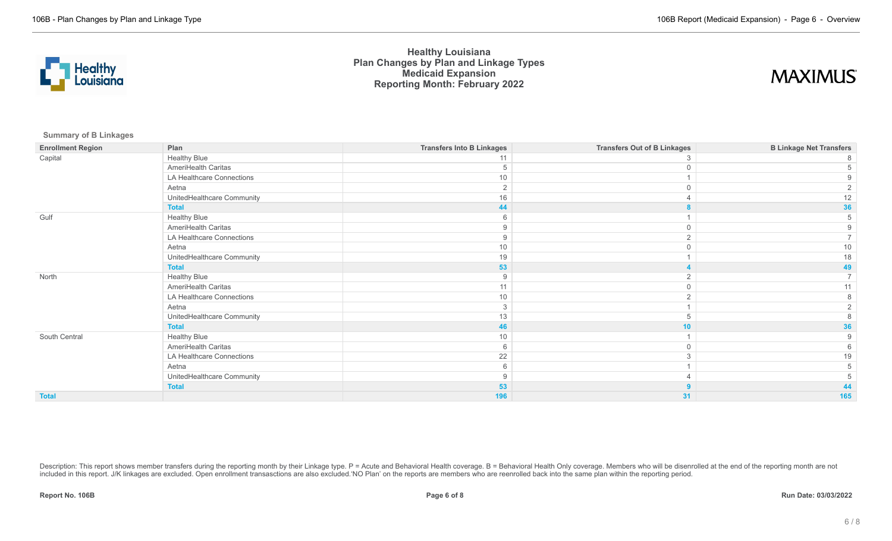# Healthy Louisiana
## Plan Changes by Plan and Linkage Types
## Medicaid Expansion
## Reporting Month: February 2022

**Summary of B Linkages**

| Enrollment Region | Plan | Transfers Into B Linkages | Transfers Out of B Linkages | B Linkage Net Transfers |
|---|---|---|---|---|
| Capital | Healthy Blue | 11 | 3 | 8 |
| | AmeriHealth Caritas | 5 | 0 | 5 |
| | LA Healthcare Connections | 10 | 1 | 9 |
| | Aetna | 2 | 0 | 2 |
| | UnitedHealthcare Community | 16 | 4 | 12 |
| | **Total** | **44** | **8** | **36** |
| Gulf | Healthy Blue | 6 | 1 | 5 |
| | AmeriHealth Caritas | 9 | 0 | 9 |
| | LA Healthcare Connections | 9 | 2 | 7 |
| | Aetna | 10 | 0 | 10 |
| | UnitedHealthcare Community | 19 | 1 | 18 |
| | **Total** | **53** | **4** | **49** |
| North | Healthy Blue | 9 | 2 | 7 |
| | AmeriHealth Caritas | 11 | 0 | 11 |
| | LA Healthcare Connections | 10 | 2 | 8 |
| | Aetna | 3 | 1 | 2 |
| | UnitedHealthcare Community | 13 | 5 | 8 |
| | **Total** | **46** | **10** | **36** |
| South Central | Healthy Blue | 10 | 1 | 9 |
| | AmeriHealth Caritas | 6 | 0 | 6 |
| | LA Healthcare Connections | 22 | 3 | 19 |
| | Aetna | 6 | 1 | 5 |
| | UnitedHealthcare Community | 9 | 4 | 5 |
| | **Total** | **53** | **9** | **44** |
| **Total** | | **196** | **31** | **165** |

Description: This report shows member transfers during the reporting month by their Linkage type. P = Acute and Behavioral Health coverage. B = Behavioral Health Only coverage. Members who will be disenrolled at the end of the reporting month are not included in this report. J/K linkages are excluded. Open enrollment transasctions are also excluded.'NO Plan' on the reports are members who are reenrolled back into the same plan within the reporting period.

**Report No. 106B** | **Run Date: 03/03/2022**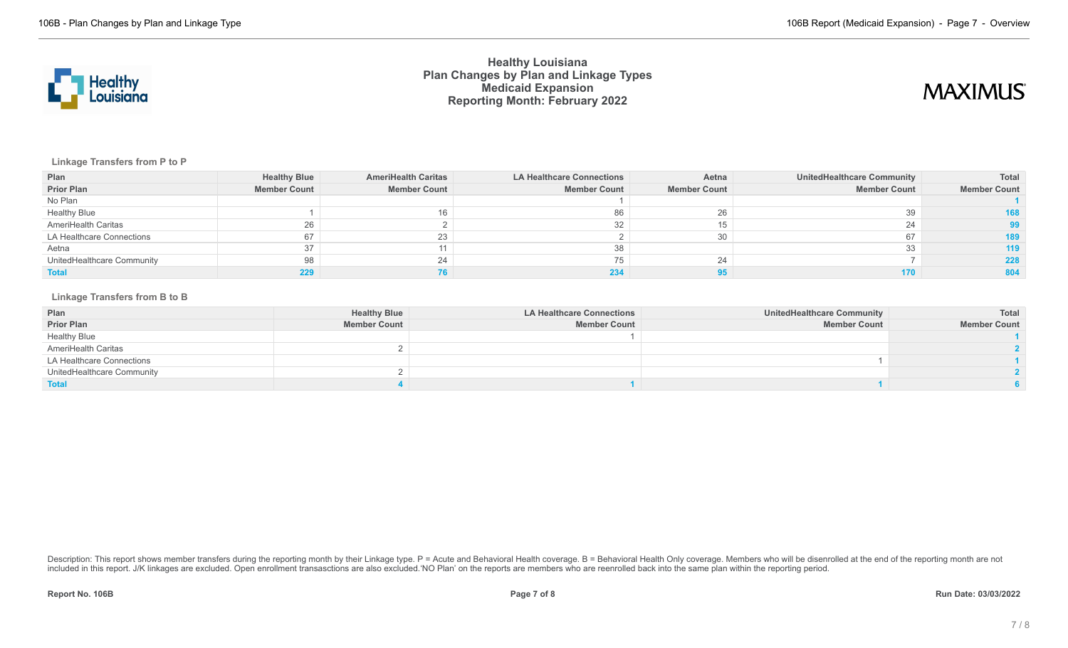# Healthy Louisiana
## Plan Changes by Plan and Linkage Types
## Medicaid Expansion
## Reporting Month: February 2022

### Linkage Transfers from P to P

| Plan | Healthy Blue | AmeriHealth Caritas | LA Healthcare Connections | Aetna | UnitedHealthcare Community | Total |
|---|---|---|---|---|---|---|
| **Prior Plan** | **Member Count** | **Member Count** | **Member Count** | **Member Count** | **Member Count** | **Member Count** |
| No Plan | | | 1 | | | 1 |
| Healthy Blue | 1 | 16 | 86 | 26 | 39 | 168 |
| AmeriHealth Caritas | 26 | 2 | 32 | 15 | 24 | 99 |
| LA Healthcare Connections | 67 | 23 | 2 | 30 | 67 | 189 |
| Aetna | 37 | 11 | 38 | | 33 | 119 |
| UnitedHealthcare Community | 98 | 24 | 75 | 24 | 7 | 228 |
| **Total** | **229** | **76** | **234** | **95** | **170** | **804** |

### Linkage Transfers from B to B

| Plan | Healthy Blue | LA Healthcare Connections | UnitedHealthcare Community | Total |
|---|---|---|---|---|
| **Prior Plan** | **Member Count** | **Member Count** | **Member Count** | **Member Count** |
| Healthy Blue | | 1 | | 1 |
| AmeriHealth Caritas | 2 | | | 2 |
| LA Healthcare Connections | | | 1 | 1 |
| UnitedHealthcare Community | 2 | | | 2 |
| **Total** | **4** | **1** | **1** | **6** |

Description: This report shows member transfers during the reporting month by their Linkage type. P = Acute and Behavioral Health coverage. B = Behavioral Health Only coverage. Members who will be disenrolled at the end of the reporting month are not included in this report. J/K linkages are excluded. Open enrollment transasctions are also excluded.'NO Plan' on the reports are members who are reenrolled back into the same plan within the reporting period.

**Report No. 106B** **Run Date: 03/03/2022**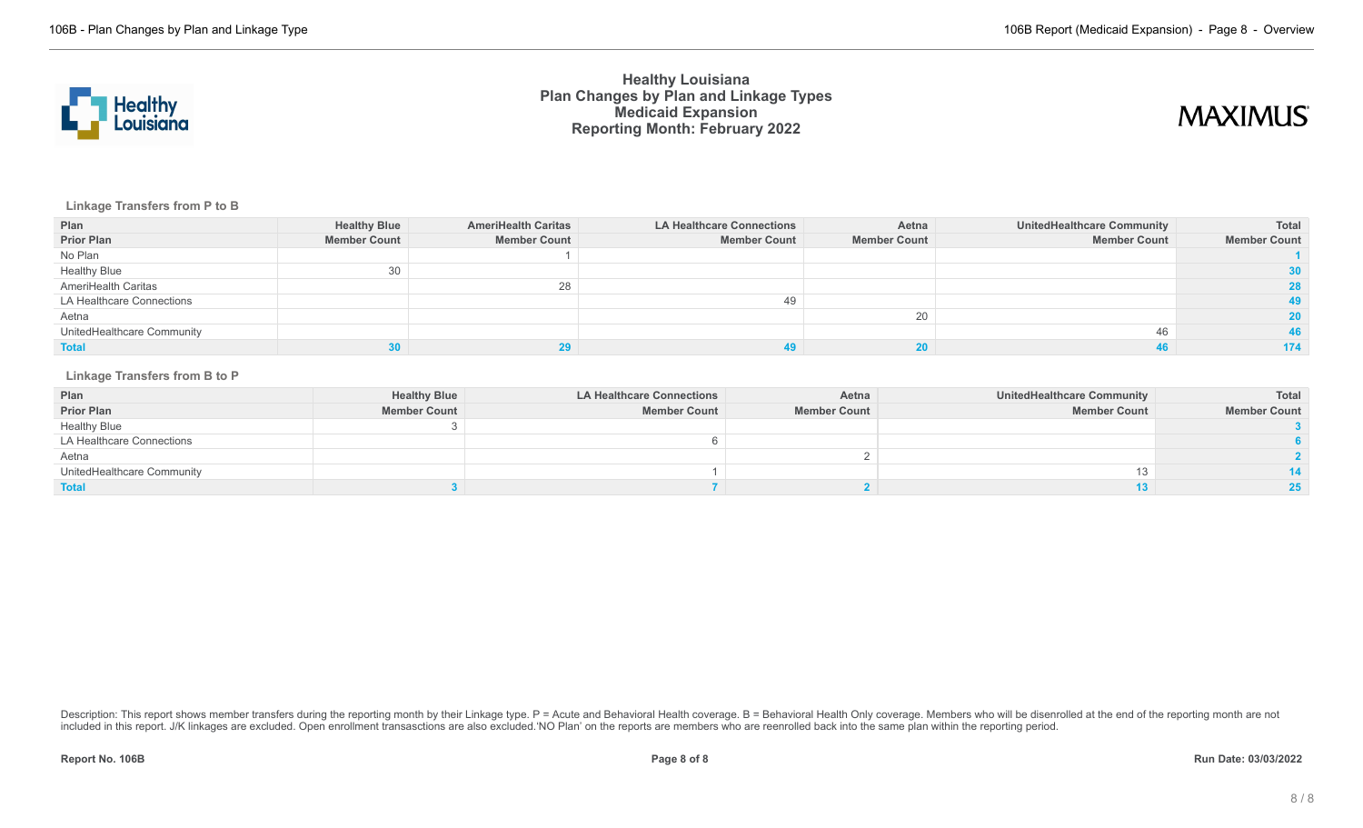# Healthy Louisiana
## Plan Changes by Plan and Linkage Types
## Medicaid Expansion
## Reporting Month: February 2022

### Linkage Transfers from P to B

| Plan | Healthy Blue | AmeriHealth Caritas | LA Healthcare Connections | Aetna | UnitedHealthcare Community | Total |
|---|---|---|---|---|---|---|
| **Prior Plan** | **Member Count** | **Member Count** | **Member Count** | **Member Count** | **Member Count** | **Member Count** |
| No Plan | | 1 | | | | **1** |
| Healthy Blue | 30 | | | | | **30** |
| AmeriHealth Caritas | | 28 | | | | **28** |
| LA Healthcare Connections | | | 49 | | | **49** |
| Aetna | | | | 20 | | **20** |
| UnitedHealthcare Community | | | | | 46 | **46** |
| **Total** | **30** | **29** | **49** | **20** | **46** | **174** |

### Linkage Transfers from B to P

| Plan | Healthy Blue | LA Healthcare Connections | Aetna | UnitedHealthcare Community | Total |
|---|---|---|---|---|---|
| **Prior Plan** | **Member Count** | **Member Count** | **Member Count** | **Member Count** | **Member Count** |
| Healthy Blue | 3 | | | | **3** |
| LA Healthcare Connections | | 6 | | | **6** |
| Aetna | | | 2 | | **2** |
| UnitedHealthcare Community | | 1 | | 13 | **14** |
| **Total** | **3** | **7** | **2** | **13** | **25** |

Description: This report shows member transfers during the reporting month by their Linkage type. P = Acute and Behavioral Health coverage. B = Behavioral Health Only coverage. Members who will be disenrolled at the end of the reporting month are not included in this report. J/K linkages are excluded. Open enrollment transasctions are also excluded.'NO Plan' on the reports are members who are reenrolled back into the same plan within the reporting period.

**Report No. 106B** **Run Date: 03/03/2022**